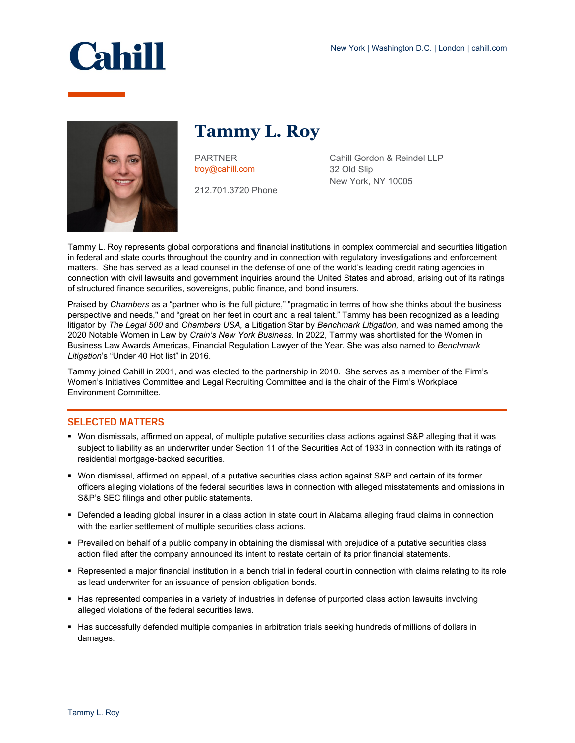New York | Washington D.C. | London | cahill.com

# Tammy L. Roy

PARTNER
troy@cahill.com

212.701.3720 Phone

Cahill Gordon & Reindel LLP
32 Old Slip
New York, NY 10005

Tammy L. Roy represents global corporations and financial institutions in complex commercial and securities litigation in federal and state courts throughout the country and in connection with regulatory investigations and enforcement matters. She has served as a lead counsel in the defense of one of the world's leading credit rating agencies in connection with civil lawsuits and government inquiries around the United States and abroad, arising out of its ratings of structured finance securities, sovereigns, public finance, and bond insurers.

Praised by *Chambers* as a "partner who is the full picture," "pragmatic in terms of how she thinks about the business perspective and needs," and "great on her feet in court and a real talent," Tammy has been recognized as a leading litigator by *The Legal 500* and *Chambers USA,* a Litigation Star by *Benchmark Litigation,* and was named among the 2020 Notable Women in Law by *Crain's New York Business.* In 2022, Tammy was shortlisted for the Women in Business Law Awards Americas, Financial Regulation Lawyer of the Year. She was also named to *Benchmark Litigation*'s "Under 40 Hot list" in 2016.

Tammy joined Cahill in 2001, and was elected to the partnership in 2010. She serves as a member of the Firm's Women's Initiatives Committee and Legal Recruiting Committee and is the chair of the Firm's Workplace Environment Committee.

## SELECTED MATTERS

- Won dismissals, affirmed on appeal, of multiple putative securities class actions against S&P alleging that it was subject to liability as an underwriter under Section 11 of the Securities Act of 1933 in connection with its ratings of residential mortgage-backed securities.
- Won dismissal, affirmed on appeal, of a putative securities class action against S&P and certain of its former officers alleging violations of the federal securities laws in connection with alleged misstatements and omissions in S&P's SEC filings and other public statements.
- Defended a leading global insurer in a class action in state court in Alabama alleging fraud claims in connection with the earlier settlement of multiple securities class actions.
- Prevailed on behalf of a public company in obtaining the dismissal with prejudice of a putative securities class action filed after the company announced its intent to restate certain of its prior financial statements.
- Represented a major financial institution in a bench trial in federal court in connection with claims relating to its role as lead underwriter for an issuance of pension obligation bonds.
- Has represented companies in a variety of industries in defense of purported class action lawsuits involving alleged violations of the federal securities laws.
- Has successfully defended multiple companies in arbitration trials seeking hundreds of millions of dollars in damages.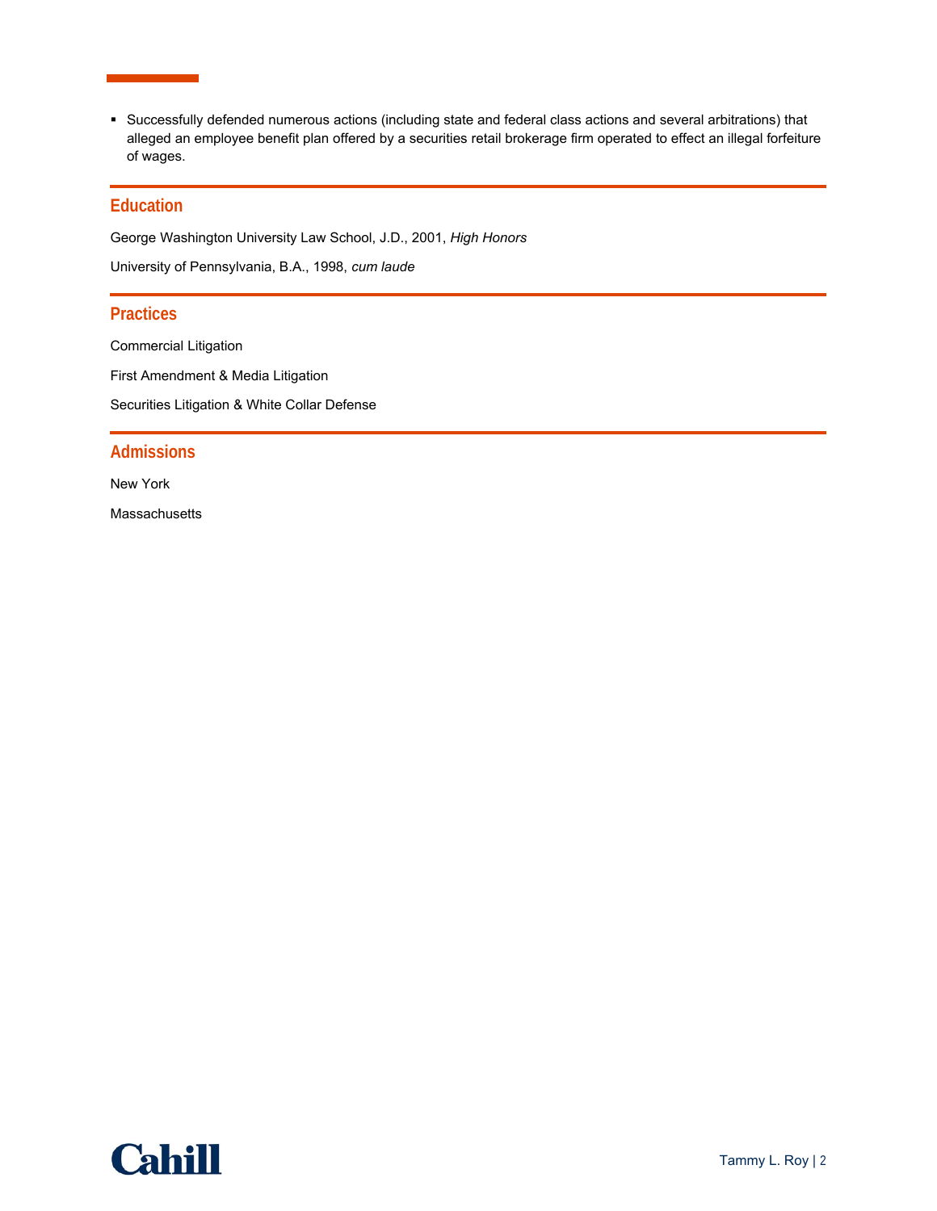- Successfully defended numerous actions (including state and federal class actions and several arbitrations) that alleged an employee benefit plan offered by a securities retail brokerage firm operated to effect an illegal forfeiture of wages.

## Education

George Washington University Law School, J.D., 2001, *High Honors*

University of Pennsylvania, B.A., 1998, *cum laude*

## Practices

Commercial Litigation

First Amendment & Media Litigation

Securities Litigation & White Collar Defense

## Admissions

New York

Massachusetts